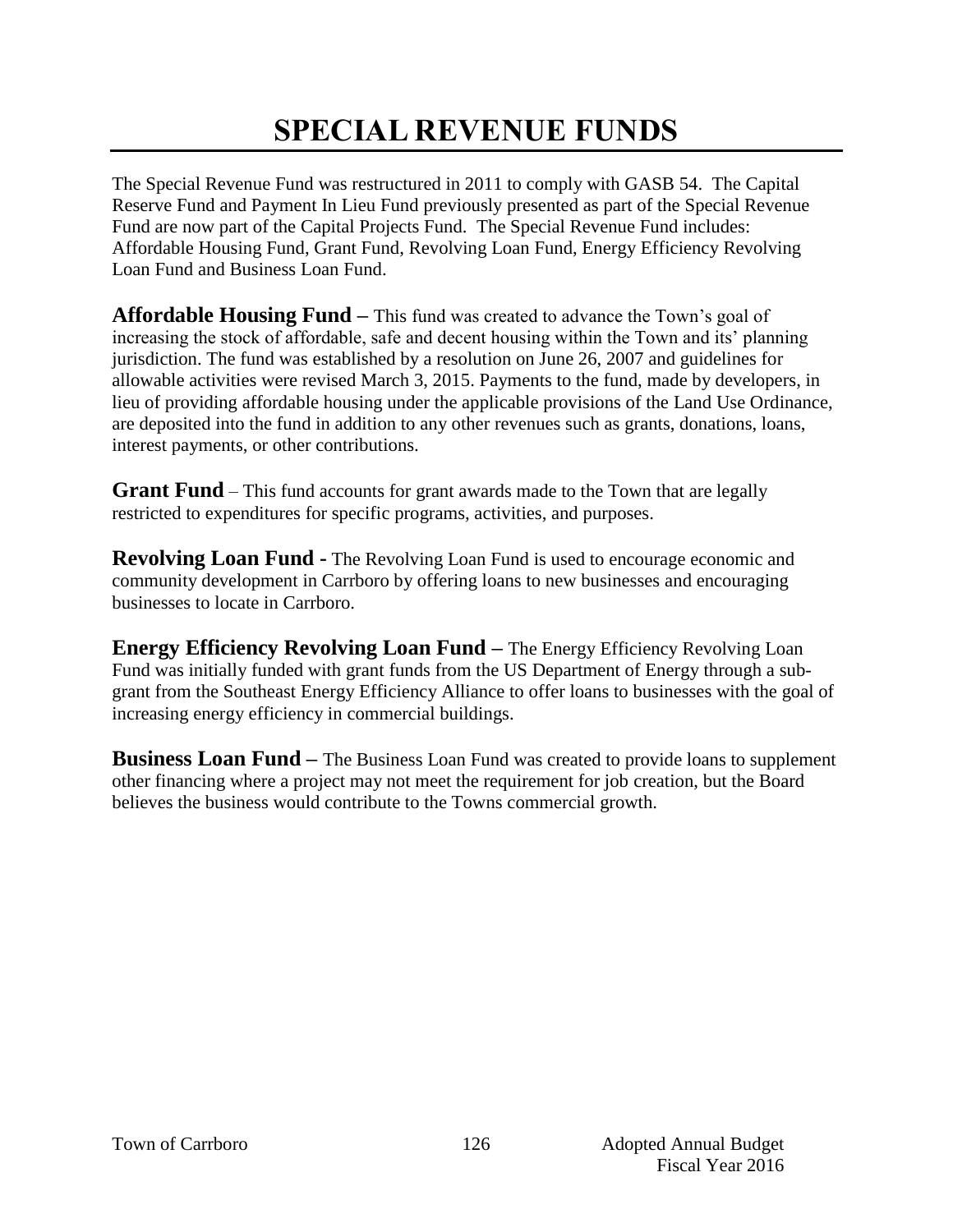# SPECIAL REVENUE FUNDS

The Special Revenue Fund was restructured in 2011 to comply with GASB 54. The Capital Reserve Fund and Payment In Lieu Fund previously presented as part of the Special Revenue Fund are now part of the Capital Projects Fund. The Special Revenue Fund includes: Affordable Housing Fund, Grant Fund, Revolving Loan Fund, Energy Efficiency Revolving Loan Fund and Business Loan Fund.

**Affordable Housing Fund –** This fund was created to advance the Town's goal of increasing the stock of affordable, safe and decent housing within the Town and its' planning jurisdiction. The fund was established by a resolution on June 26, 2007 and guidelines for allowable activities were revised March 3, 2015. Payments to the fund, made by developers, in lieu of providing affordable housing under the applicable provisions of the Land Use Ordinance, are deposited into the fund in addition to any other revenues such as grants, donations, loans, interest payments, or other contributions.

**Grant Fund** – This fund accounts for grant awards made to the Town that are legally restricted to expenditures for specific programs, activities, and purposes.

**Revolving Loan Fund -** The Revolving Loan Fund is used to encourage economic and community development in Carrboro by offering loans to new businesses and encouraging businesses to locate in Carrboro.

**Energy Efficiency Revolving Loan Fund –** The Energy Efficiency Revolving Loan Fund was initially funded with grant funds from the US Department of Energy through a sub-grant from the Southeast Energy Efficiency Alliance to offer loans to businesses with the goal of increasing energy efficiency in commercial buildings.

**Business Loan Fund –** The Business Loan Fund was created to provide loans to supplement other financing where a project may not meet the requirement for job creation, but the Board believes the business would contribute to the Towns commercial growth.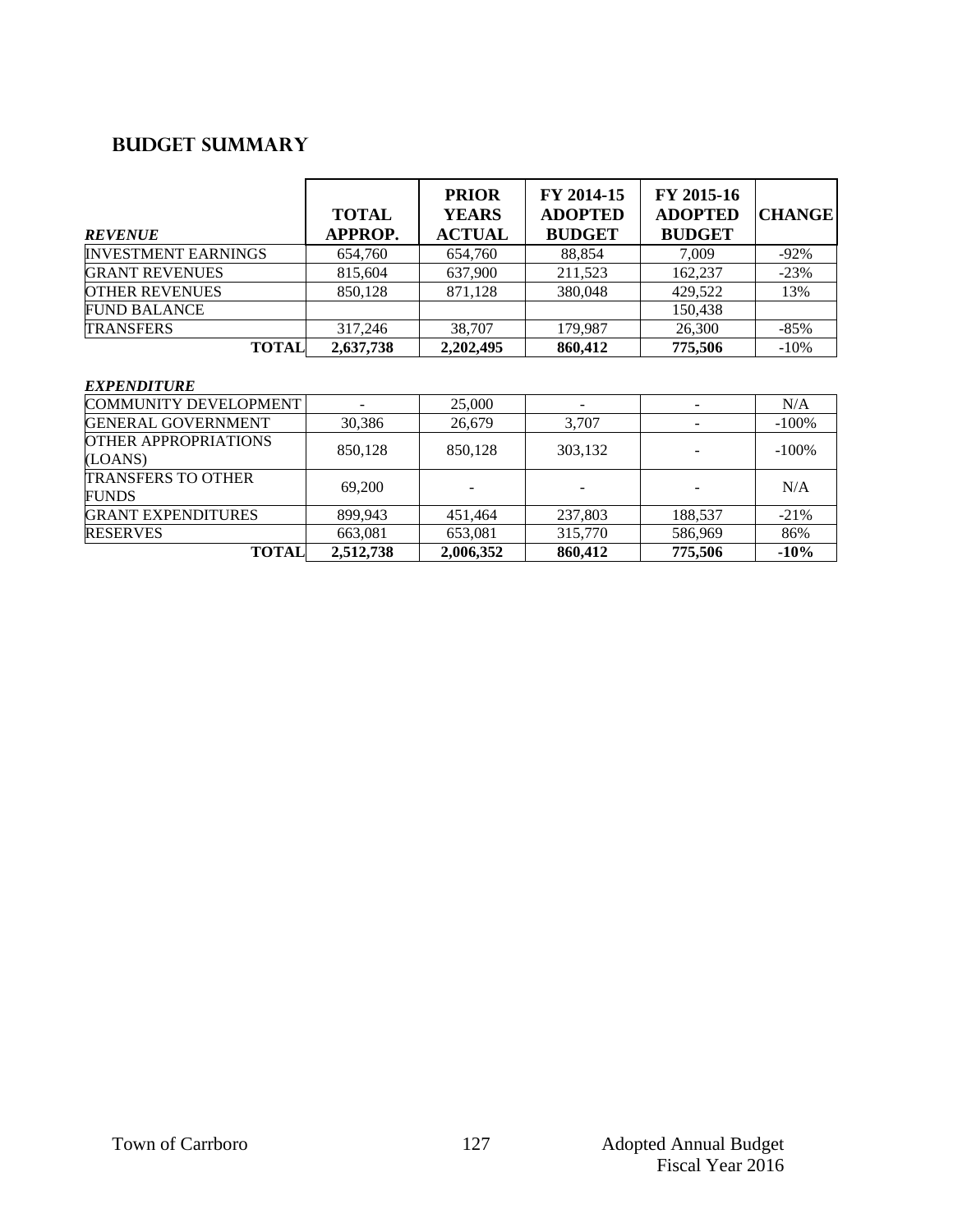## BUDGET SUMMARY

| *REVENUE* | TOTAL APPROP. | PRIOR YEARS ACTUAL | FY 2014-15 ADOPTED BUDGET | FY 2015-16 ADOPTED BUDGET | CHANGE |
|---|---|---|---|---|---|
| INVESTMENT EARNINGS | 654,760 | 654,760 | 88,854 | 7,009 | -92% |
| GRANT REVENUES | 815,604 | 637,900 | 211,523 | 162,237 | -23% |
| OTHER REVENUES | 850,128 | 871,128 | 380,048 | 429,522 | 13% |
| FUND BALANCE | | | | 150,438 | |
| TRANSFERS | 317,246 | 38,707 | 179,987 | 26,300 | -85% |
| **TOTAL** | **2,637,738** | **2,202,495** | **860,412** | **775,506** | -10% |

| *EXPENDITURE* | | | | | |
|---|---|---|---|---|---|
| COMMUNITY DEVELOPMENT | - | 25,000 | - | - | N/A |
| GENERAL GOVERNMENT | 30,386 | 26,679 | 3,707 | - | -100% |
| OTHER APPROPRIATIONS (LOANS) | 850,128 | 850,128 | 303,132 | - | -100% |
| TRANSFERS TO OTHER FUNDS | 69,200 | - | - | - | N/A |
| GRANT EXPENDITURES | 899,943 | 451,464 | 237,803 | 188,537 | -21% |
| RESERVES | 663,081 | 653,081 | 315,770 | 586,969 | 86% |
| **TOTAL** | **2,512,738** | **2,006,352** | **860,412** | **775,506** | **-10%** |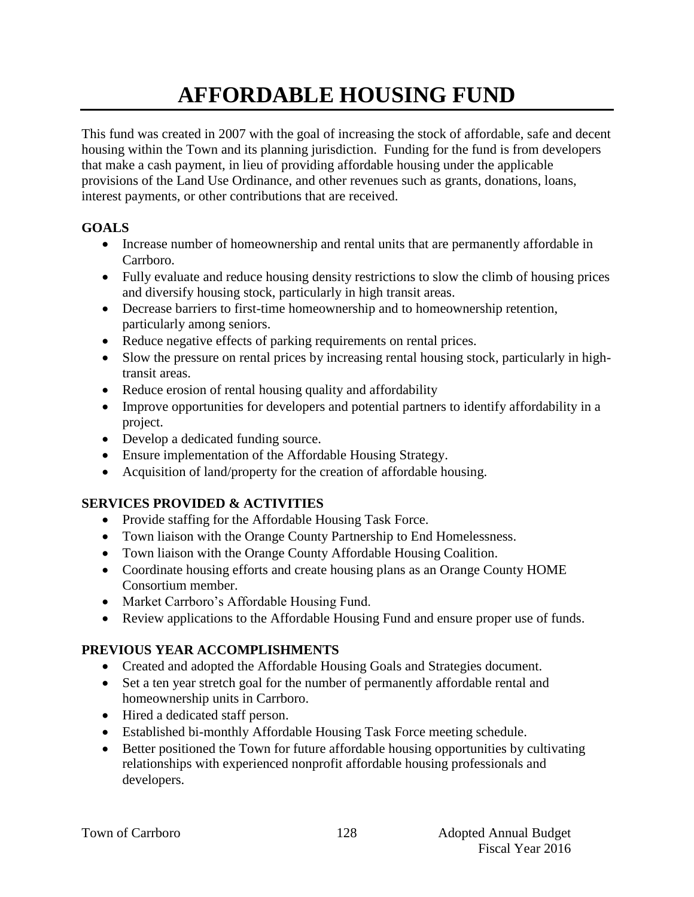# AFFORDABLE HOUSING FUND

This fund was created in 2007 with the goal of increasing the stock of affordable, safe and decent housing within the Town and its planning jurisdiction. Funding for the fund is from developers that make a cash payment, in lieu of providing affordable housing under the applicable provisions of the Land Use Ordinance, and other revenues such as grants, donations, loans, interest payments, or other contributions that are received.

**GOALS**

- Increase number of homeownership and rental units that are permanently affordable in Carrboro.
- Fully evaluate and reduce housing density restrictions to slow the climb of housing prices and diversify housing stock, particularly in high transit areas.
- Decrease barriers to first-time homeownership and to homeownership retention, particularly among seniors.
- Reduce negative effects of parking requirements on rental prices.
- Slow the pressure on rental prices by increasing rental housing stock, particularly in high-transit areas.
- Reduce erosion of rental housing quality and affordability
- Improve opportunities for developers and potential partners to identify affordability in a project.
- Develop a dedicated funding source.
- Ensure implementation of the Affordable Housing Strategy.
- Acquisition of land/property for the creation of affordable housing.

**SERVICES PROVIDED & ACTIVITIES**

- Provide staffing for the Affordable Housing Task Force.
- Town liaison with the Orange County Partnership to End Homelessness.
- Town liaison with the Orange County Affordable Housing Coalition.
- Coordinate housing efforts and create housing plans as an Orange County HOME Consortium member.
- Market Carrboro's Affordable Housing Fund.
- Review applications to the Affordable Housing Fund and ensure proper use of funds.

**PREVIOUS YEAR ACCOMPLISHMENTS**

- Created and adopted the Affordable Housing Goals and Strategies document.
- Set a ten year stretch goal for the number of permanently affordable rental and homeownership units in Carrboro.
- Hired a dedicated staff person.
- Established bi-monthly Affordable Housing Task Force meeting schedule.
- Better positioned the Town for future affordable housing opportunities by cultivating relationships with experienced nonprofit affordable housing professionals and developers.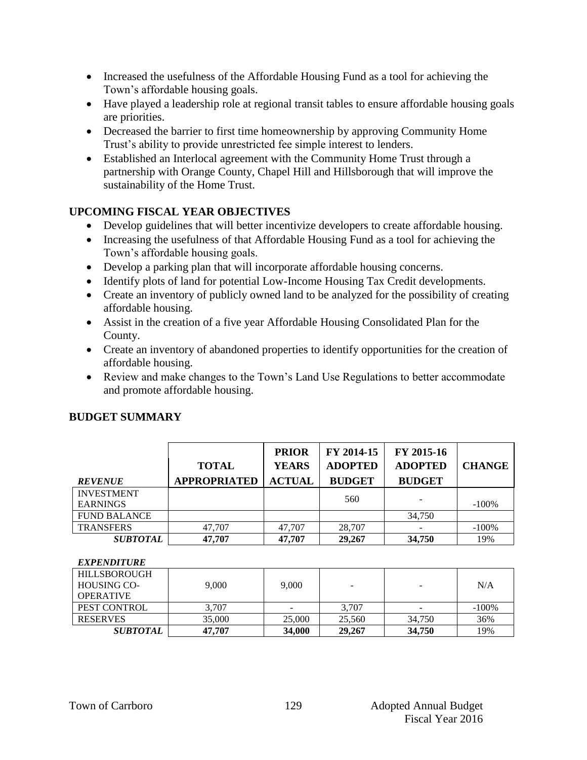- Increased the usefulness of the Affordable Housing Fund as a tool for achieving the Town's affordable housing goals.
- Have played a leadership role at regional transit tables to ensure affordable housing goals are priorities.
- Decreased the barrier to first time homeownership by approving Community Home Trust's ability to provide unrestricted fee simple interest to lenders.
- Established an Interlocal agreement with the Community Home Trust through a partnership with Orange County, Chapel Hill and Hillsborough that will improve the sustainability of the Home Trust.

## UPCOMING FISCAL YEAR OBJECTIVES

- Develop guidelines that will better incentivize developers to create affordable housing.
- Increasing the usefulness of that Affordable Housing Fund as a tool for achieving the Town's affordable housing goals.
- Develop a parking plan that will incorporate affordable housing concerns.
- Identify plots of land for potential Low-Income Housing Tax Credit developments.
- Create an inventory of publicly owned land to be analyzed for the possibility of creating affordable housing.
- Assist in the creation of a five year Affordable Housing Consolidated Plan for the County.
- Create an inventory of abandoned properties to identify opportunities for the creation of affordable housing.
- Review and make changes to the Town's Land Use Regulations to better accommodate and promote affordable housing.

## BUDGET SUMMARY

| *REVENUE* | TOTAL APPROPRIATED | PRIOR YEARS ACTUAL | FY 2014-15 ADOPTED BUDGET | FY 2015-16 ADOPTED BUDGET | CHANGE |
|---|---|---|---|---|---|
| INVESTMENT EARNINGS | | | 560 | - | -100% |
| FUND BALANCE | | | | 34,750 | |
| TRANSFERS | 47,707 | 47,707 | 28,707 | - | -100% |
| ***SUBTOTAL*** | **47,707** | **47,707** | **29,267** | **34,750** | 19% |

| *EXPENDITURE* | | | | | |
|---|---|---|---|---|---|
| HILLSBOROUGH HOUSING CO-OPERATIVE | 9,000 | 9,000 | - | - | N/A |
| PEST CONTROL | 3,707 | - | 3,707 | - | -100% |
| RESERVES | 35,000 | 25,000 | 25,560 | 34,750 | 36% |
| ***SUBTOTAL*** | **47,707** | **34,000** | **29,267** | **34,750** | 19% |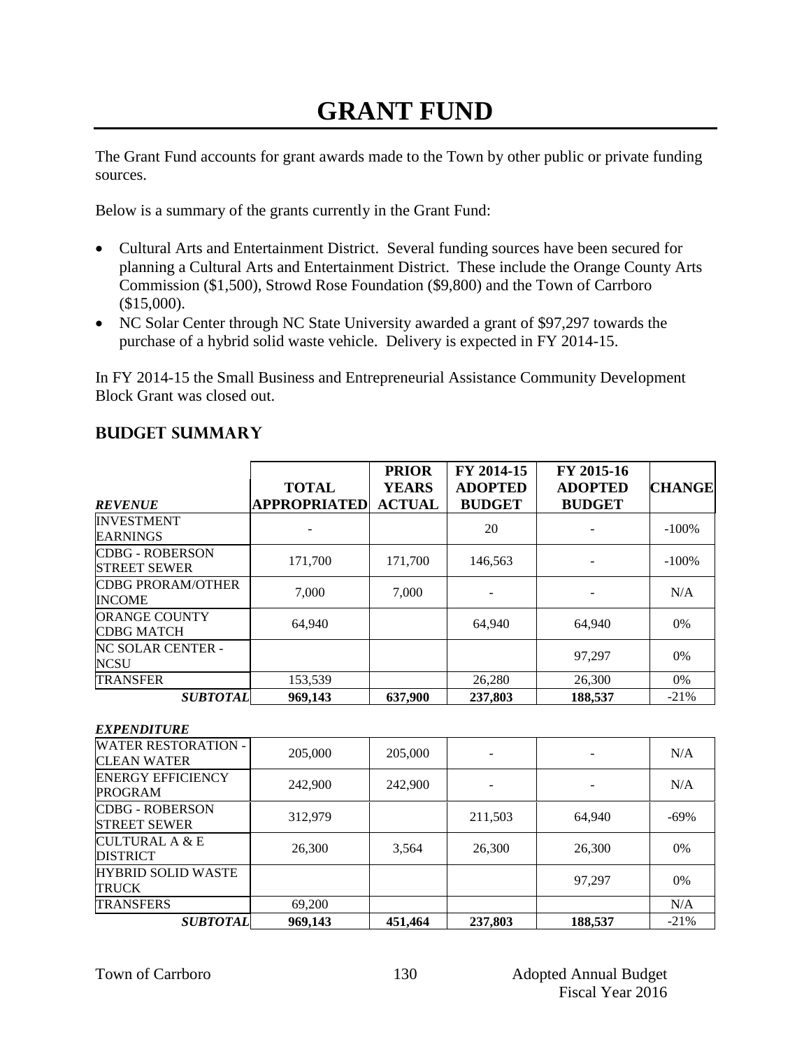# GRANT FUND

The Grant Fund accounts for grant awards made to the Town by other public or private funding sources.

Below is a summary of the grants currently in the Grant Fund:

- Cultural Arts and Entertainment District. Several funding sources have been secured for planning a Cultural Arts and Entertainment District. These include the Orange County Arts Commission ($1,500), Strowd Rose Foundation ($9,800) and the Town of Carrboro ($15,000).
- NC Solar Center through NC State University awarded a grant of $97,297 towards the purchase of a hybrid solid waste vehicle. Delivery is expected in FY 2014-15.

In FY 2014-15 the Small Business and Entrepreneurial Assistance Community Development Block Grant was closed out.

## BUDGET SUMMARY

| *REVENUE* | TOTAL APPROPRIATED | PRIOR YEARS ACTUAL | FY 2014-15 ADOPTED BUDGET | FY 2015-16 ADOPTED BUDGET | CHANGE |
|---|---|---|---|---|---|
| INVESTMENT EARNINGS | - | | 20 | - | -100% |
| CDBG - ROBERSON STREET SEWER | 171,700 | 171,700 | 146,563 | - | -100% |
| CDBG PRORAM/OTHER INCOME | 7,000 | 7,000 | - | - | N/A |
| ORANGE COUNTY CDBG MATCH | 64,940 | | 64,940 | 64,940 | 0% |
| NC SOLAR CENTER - NCSU | | | | 97,297 | 0% |
| TRANSFER | 153,539 | | 26,280 | 26,300 | 0% |
| ***SUBTOTAL*** | **969,143** | **637,900** | **237,803** | **188,537** | -21% |

| *EXPENDITURE* | TOTAL APPROPRIATED | PRIOR YEARS ACTUAL | FY 2014-15 ADOPTED BUDGET | FY 2015-16 ADOPTED BUDGET | CHANGE |
|---|---|---|---|---|---|
| WATER RESTORATION - CLEAN WATER | 205,000 | 205,000 | - | - | N/A |
| ENERGY EFFICIENCY PROGRAM | 242,900 | 242,900 | - | - | N/A |
| CDBG - ROBERSON STREET SEWER | 312,979 | | 211,503 | 64,940 | -69% |
| CULTURAL A & E DISTRICT | 26,300 | 3,564 | 26,300 | 26,300 | 0% |
| HYBRID SOLID WASTE TRUCK | | | | 97,297 | 0% |
| TRANSFERS | 69,200 | | | | N/A |
| ***SUBTOTAL*** | **969,143** | **451,464** | **237,803** | **188,537** | -21% |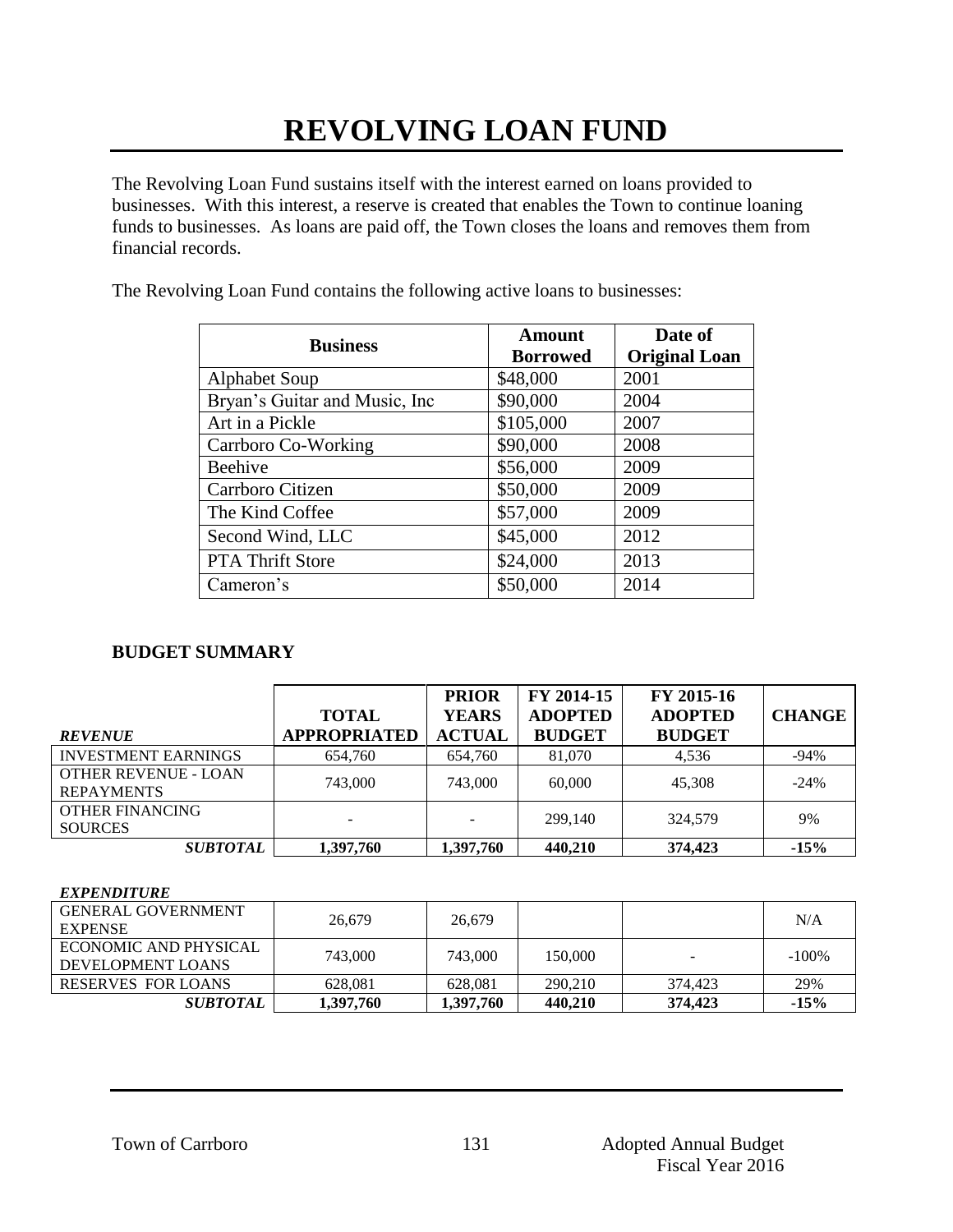# REVOLVING LOAN FUND

The Revolving Loan Fund sustains itself with the interest earned on loans provided to businesses. With this interest, a reserve is created that enables the Town to continue loaning funds to businesses. As loans are paid off, the Town closes the loans and removes them from financial records.

The Revolving Loan Fund contains the following active loans to businesses:

| Business | Amount Borrowed | Date of Original Loan |
|---|---|---|
| Alphabet Soup | $48,000 | 2001 |
| Bryan's Guitar and Music, Inc | $90,000 | 2004 |
| Art in a Pickle | $105,000 | 2007 |
| Carrboro Co-Working | $90,000 | 2008 |
| Beehive | $56,000 | 2009 |
| Carrboro Citizen | $50,000 | 2009 |
| The Kind Coffee | $57,000 | 2009 |
| Second Wind, LLC | $45,000 | 2012 |
| PTA Thrift Store | $24,000 | 2013 |
| Cameron's | $50,000 | 2014 |

### BUDGET SUMMARY

| *REVENUE* | TOTAL APPROPRIATED | PRIOR YEARS ACTUAL | FY 2014-15 ADOPTED BUDGET | FY 2015-16 ADOPTED BUDGET | CHANGE |
|---|---|---|---|---|---|
| INVESTMENT EARNINGS | 654,760 | 654,760 | 81,070 | 4,536 | -94% |
| OTHER REVENUE - LOAN REPAYMENTS | 743,000 | 743,000 | 60,000 | 45,308 | -24% |
| OTHER FINANCING SOURCES | - | - | 299,140 | 324,579 | 9% |
| ***SUBTOTAL*** | **1,397,760** | **1,397,760** | **440,210** | **374,423** | **-15%** |

| *EXPENDITURE* | TOTAL APPROPRIATED | PRIOR YEARS ACTUAL | FY 2014-15 ADOPTED BUDGET | FY 2015-16 ADOPTED BUDGET | CHANGE |
|---|---|---|---|---|---|
| GENERAL GOVERNMENT EXPENSE | 26,679 | 26,679 | | | N/A |
| ECONOMIC AND PHYSICAL DEVELOPMENT LOANS | 743,000 | 743,000 | 150,000 | - | -100% |
| RESERVES FOR LOANS | 628,081 | 628,081 | 290,210 | 374,423 | 29% |
| ***SUBTOTAL*** | **1,397,760** | **1,397,760** | **440,210** | **374,423** | **-15%** |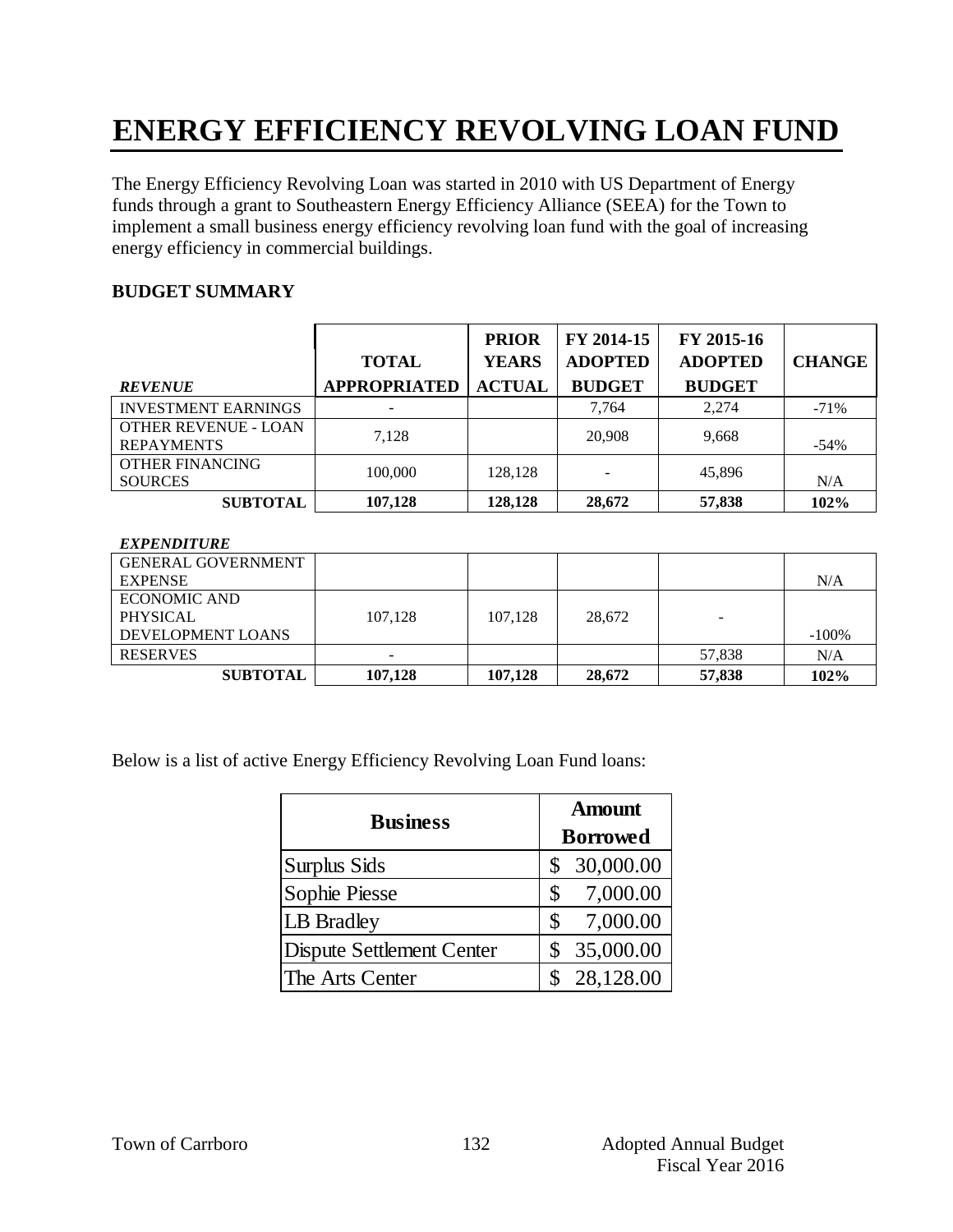# ENERGY EFFICIENCY REVOLVING LOAN FUND

The Energy Efficiency Revolving Loan was started in 2010 with US Department of Energy funds through a grant to Southeastern Energy Efficiency Alliance (SEEA) for the Town to implement a small business energy efficiency revolving loan fund with the goal of increasing energy efficiency in commercial buildings.

**BUDGET SUMMARY**

| *REVENUE* | TOTAL APPROPRIATED | PRIOR YEARS ACTUAL | FY 2014-15 ADOPTED BUDGET | FY 2015-16 ADOPTED BUDGET | CHANGE |
|---|---|---|---|---|---|
| INVESTMENT EARNINGS | - | | 7,764 | 2,274 | -71% |
| OTHER REVENUE - LOAN REPAYMENTS | 7,128 | | 20,908 | 9,668 | -54% |
| OTHER FINANCING SOURCES | 100,000 | 128,128 | - | 45,896 | N/A |
| **SUBTOTAL** | **107,128** | **128,128** | **28,672** | **57,838** | **102%** |
| *EXPENDITURE* | | | | | |
| GENERAL GOVERNMENT EXPENSE | | | | | N/A |
| ECONOMIC AND PHYSICAL DEVELOPMENT LOANS | 107,128 | 107,128 | 28,672 | - | -100% |
| RESERVES | - | | | 57,838 | N/A |
| **SUBTOTAL** | **107,128** | **107,128** | **28,672** | **57,838** | **102%** |

Below is a list of active Energy Efficiency Revolving Loan Fund loans:

| Business | Amount Borrowed |
|---|---|
| Surplus Sids | $ 30,000.00 |
| Sophie Piesse | $ 7,000.00 |
| LB Bradley | $ 7,000.00 |
| Dispute Settlement Center | $ 35,000.00 |
| The Arts Center | $ 28,128.00 |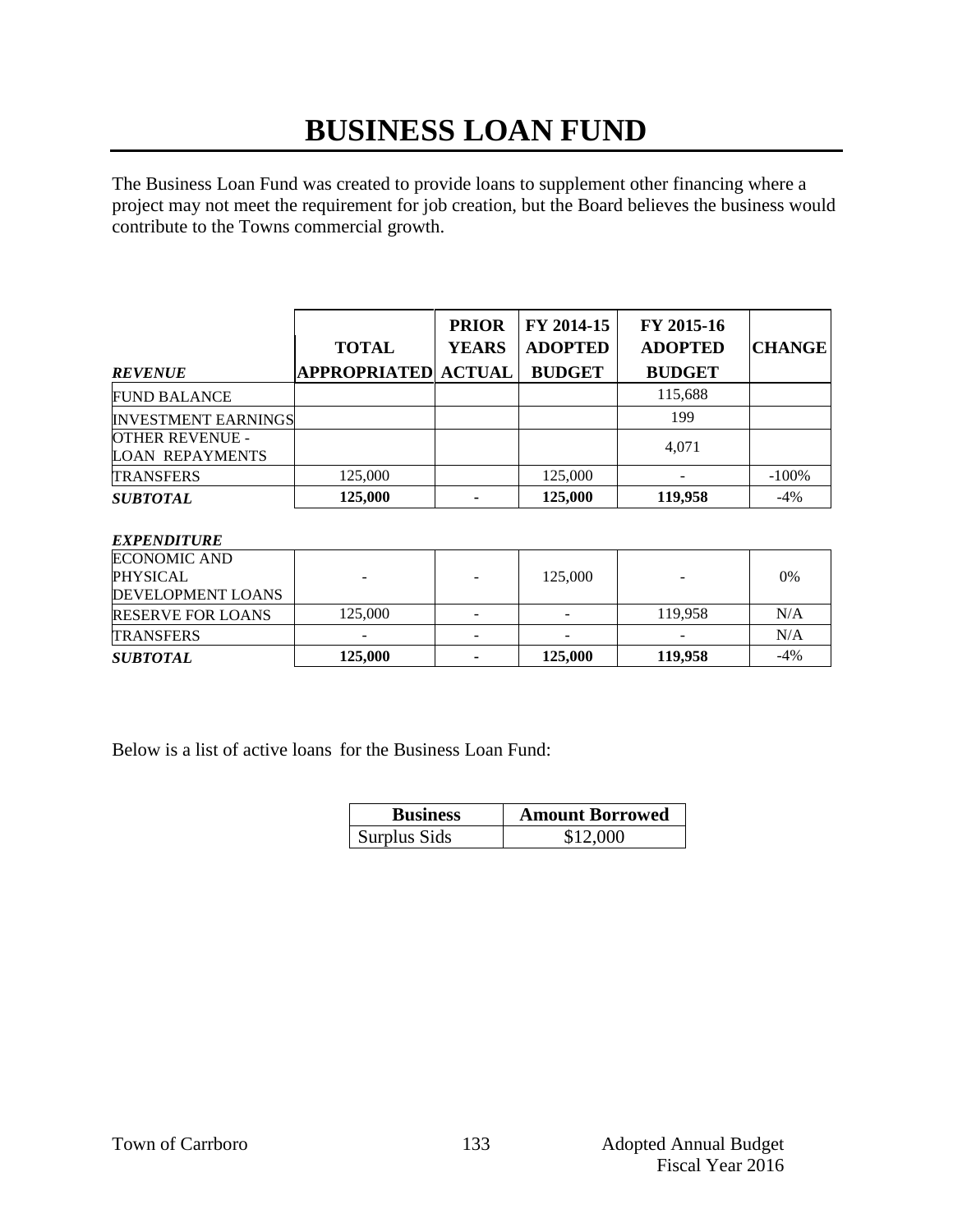# BUSINESS LOAN FUND

The Business Loan Fund was created to provide loans to supplement other financing where a project may not meet the requirement for job creation, but the Board believes the business would contribute to the Towns commercial growth.

| *REVENUE* | TOTAL APPROPRIATED | PRIOR YEARS ACTUAL | FY 2014-15 ADOPTED BUDGET | FY 2015-16 ADOPTED BUDGET | CHANGE |
|---|---|---|---|---|---|
| FUND BALANCE | | | | 115,688 | |
| INVESTMENT EARNINGS | | | | 199 | |
| OTHER REVENUE - LOAN REPAYMENTS | | | | 4,071 | |
| TRANSFERS | 125,000 | | 125,000 | - | -100% |
| ***SUBTOTAL*** | **125,000** | **-** | **125,000** | **119,958** | -4% |
| ***EXPENDITURE*** | | | | | |
| ECONOMIC AND PHYSICAL DEVELOPMENT LOANS | - | - | 125,000 | - | 0% |
| RESERVE FOR LOANS | 125,000 | - | - | 119,958 | N/A |
| TRANSFERS | - | - | - | - | N/A |
| ***SUBTOTAL*** | **125,000** | **-** | **125,000** | **119,958** | -4% |

Below is a list of active loans for the Business Loan Fund:

| Business | Amount Borrowed |
|---|---|
| Surplus Sids | \$12,000 |